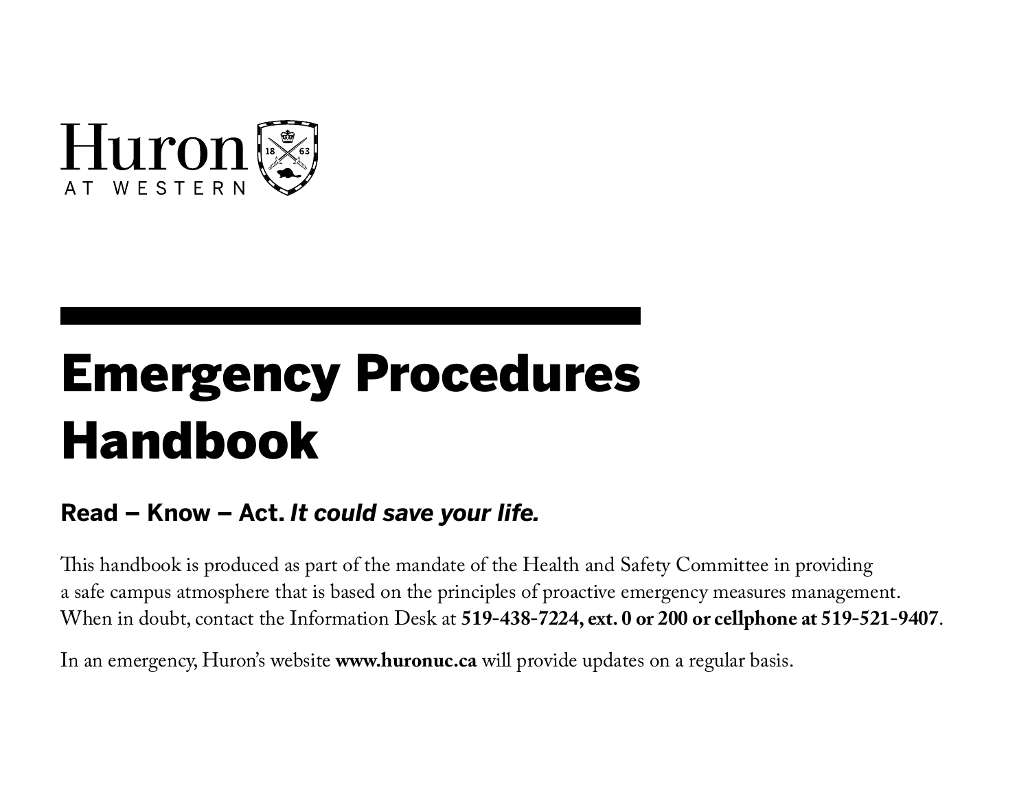Huron
AT WESTERN

# Emergency Procedures Handbook

**Read – Know – Act.** ***It could save your life.***

This handbook is produced as part of the mandate of the Health and Safety Committee in providing a safe campus atmosphere that is based on the principles of proactive emergency measures management. When in doubt, contact the Information Desk at **519-438-7224, ext. 0 or 200 or cellphone at 519-521-9407**.

In an emergency, Huron's website **www.huronuc.ca** will provide updates on a regular basis.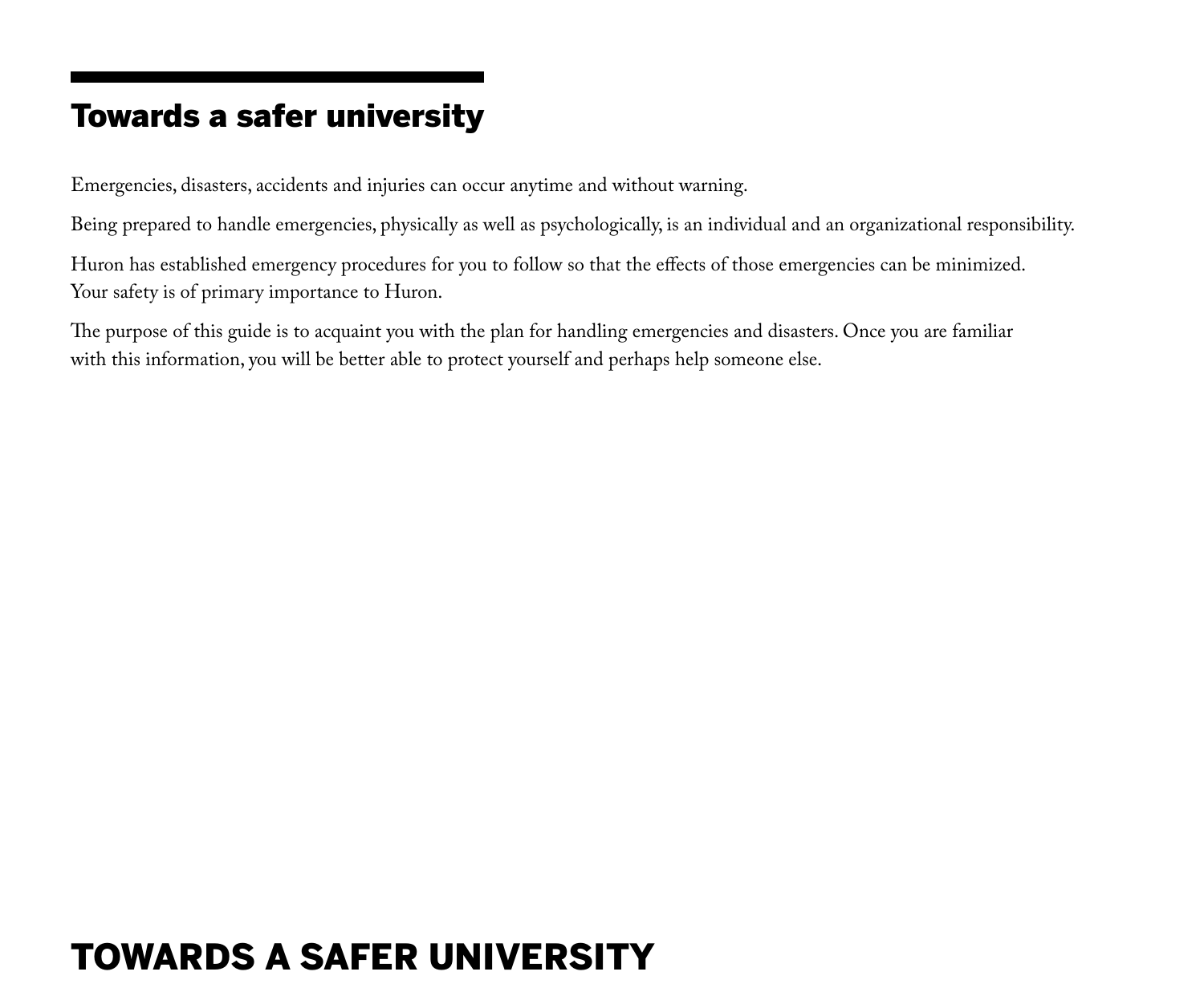## Towards a safer university

Emergencies, disasters, accidents and injuries can occur anytime and without warning.

Being prepared to handle emergencies, physically as well as psychologically, is an individual and an organizational responsibility.

Huron has established emergency procedures for you to follow so that the effects of those emergencies can be minimized. Your safety is of primary importance to Huron.

The purpose of this guide is to acquaint you with the plan for handling emergencies and disasters. Once you are familiar with this information, you will be better able to protect yourself and perhaps help someone else.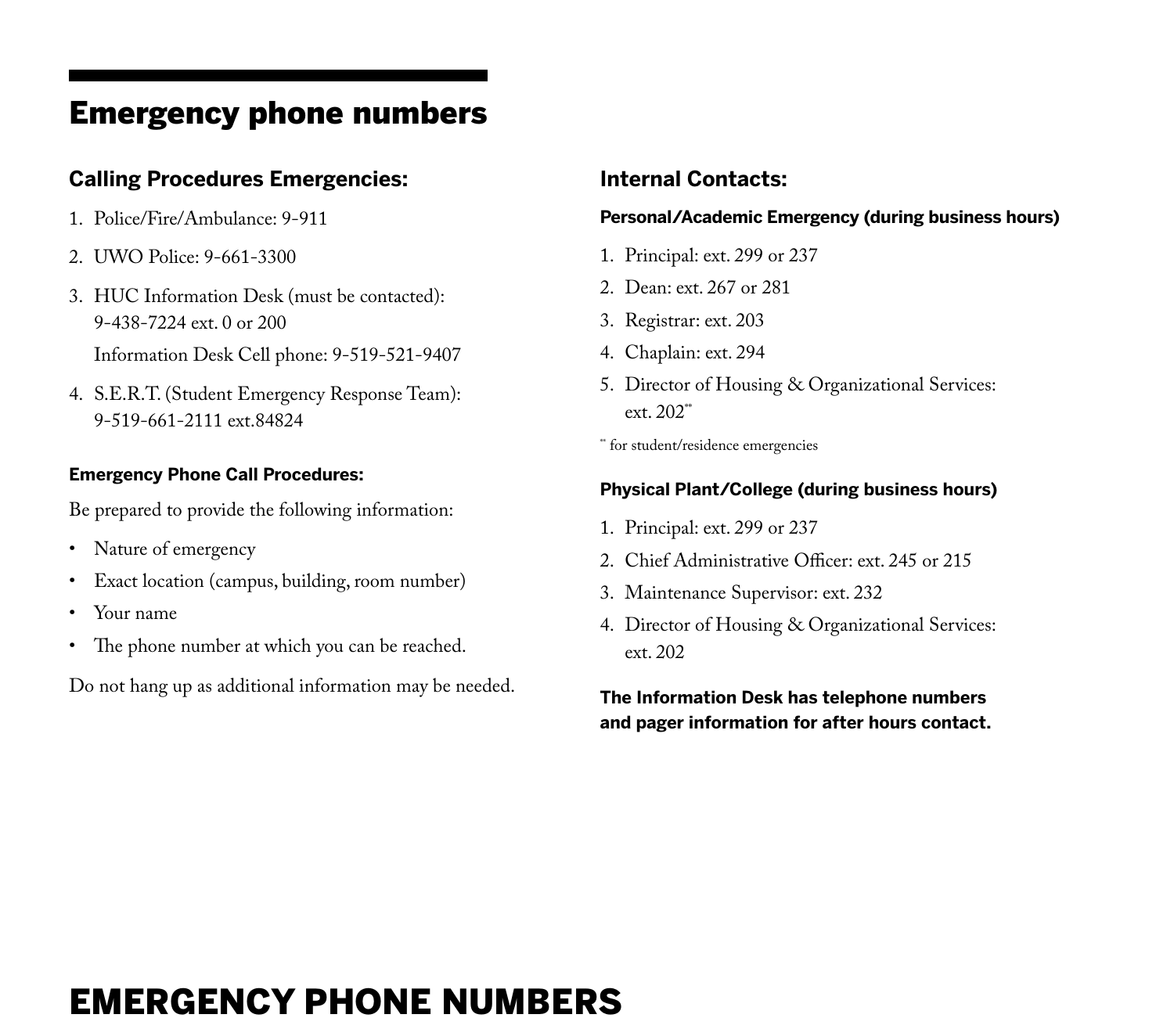# Emergency phone numbers

## Calling Procedures Emergencies:

1. Police/Fire/Ambulance: 9-911
2. UWO Police: 9-661-3300
3. HUC Information Desk (must be contacted): 9-438-7224 ext. 0 or 200

   Information Desk Cell phone: 9-519-521-9407
4. S.E.R.T. (Student Emergency Response Team): 9-519-661-2111 ext.84824

### Emergency Phone Call Procedures:

Be prepared to provide the following information:

- Nature of emergency
- Exact location (campus, building, room number)
- Your name
- The phone number at which you can be reached.

Do not hang up as additional information may be needed.

## Internal Contacts:

### Personal/Academic Emergency (during business hours)

1. Principal: ext. 299 or 237
2. Dean: ext. 267 or 281
3. Registrar: ext. 203
4. Chaplain: ext. 294
5. Director of Housing & Organizational Services: ext. 202**

** for student/residence emergencies

### Physical Plant/College (during business hours)

1. Principal: ext. 299 or 237
2. Chief Administrative Officer: ext. 245 or 215
3. Maintenance Supervisor: ext. 232
4. Director of Housing & Organizational Services: ext. 202

**The Information Desk has telephone numbers and pager information for after hours contact.**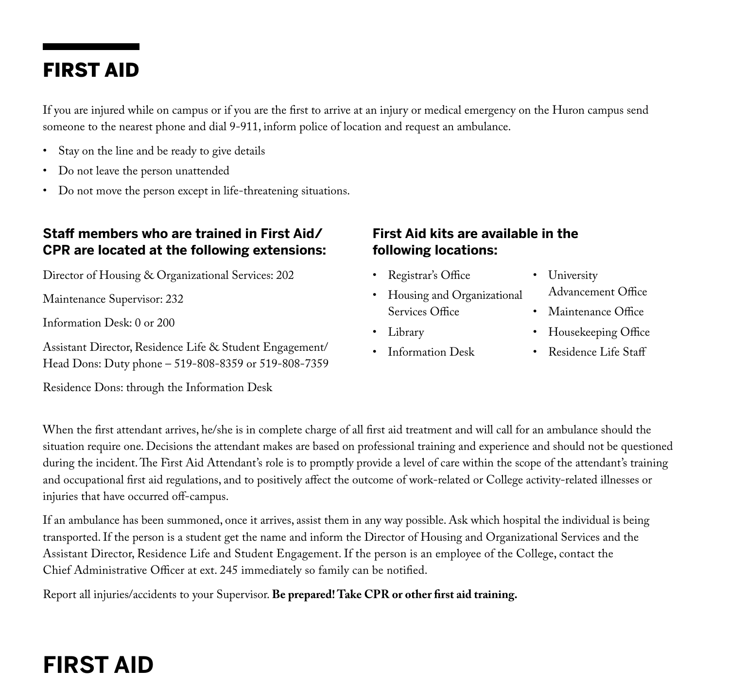# FIRST AID

If you are injured while on campus or if you are the first to arrive at an injury or medical emergency on the Huron campus send someone to the nearest phone and dial 9-911, inform police of location and request an ambulance.

- Stay on the line and be ready to give details
- Do not leave the person unattended
- Do not move the person except in life-threatening situations.

### Staff members who are trained in First Aid/ CPR are located at the following extensions:

Director of Housing & Organizational Services: 202

Maintenance Supervisor: 232

Information Desk: 0 or 200

Assistant Director, Residence Life & Student Engagement/ Head Dons: Duty phone – 519-808-8359 or 519-808-7359

Residence Dons: through the Information Desk

### First Aid kits are available in the following locations:

- Registrar's Office
- Housing and Organizational Services Office
- Library
- Information Desk
- University Advancement Office
- Maintenance Office
- Housekeeping Office
- Residence Life Staff

When the first attendant arrives, he/she is in complete charge of all first aid treatment and will call for an ambulance should the situation require one. Decisions the attendant makes are based on professional training and experience and should not be questioned during the incident. The First Aid Attendant's role is to promptly provide a level of care within the scope of the attendant's training and occupational first aid regulations, and to positively affect the outcome of work-related or College activity-related illnesses or injuries that have occurred off-campus.

If an ambulance has been summoned, once it arrives, assist them in any way possible. Ask which hospital the individual is being transported. If the person is a student get the name and inform the Director of Housing and Organizational Services and the Assistant Director, Residence Life and Student Engagement. If the person is an employee of the College, contact the Chief Administrative Officer at ext. 245 immediately so family can be notified.

Report all injuries/accidents to your Supervisor. **Be prepared! Take CPR or other first aid training.**

# FIRST AID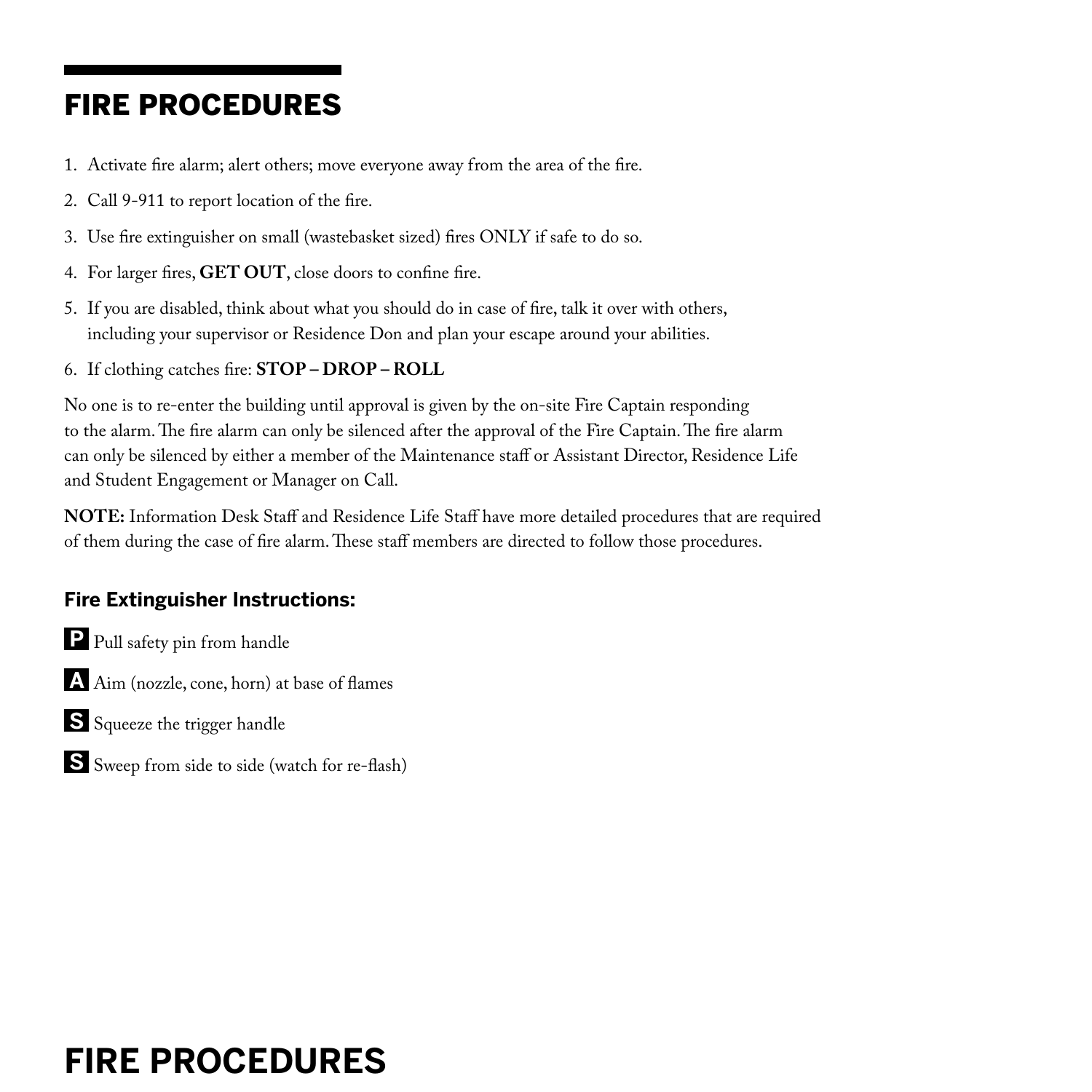# FIRE PROCEDURES

1. Activate fire alarm; alert others; move everyone away from the area of the fire.
2. Call 9-911 to report location of the fire.
3. Use fire extinguisher on small (wastebasket sized) fires ONLY if safe to do so.
4. For larger fires, **GET OUT**, close doors to confine fire.
5. If you are disabled, think about what you should do in case of fire, talk it over with others, including your supervisor or Residence Don and plan your escape around your abilities.
6. If clothing catches fire: **STOP – DROP – ROLL**

No one is to re-enter the building until approval is given by the on-site Fire Captain responding to the alarm. The fire alarm can only be silenced after the approval of the Fire Captain. The fire alarm can only be silenced by either a member of the Maintenance staff or Assistant Director, Residence Life and Student Engagement or Manager on Call.

**NOTE:** Information Desk Staff and Residence Life Staff have more detailed procedures that are required of them during the case of fire alarm. These staff members are directed to follow those procedures.

### Fire Extinguisher Instructions:

**P** Pull safety pin from handle

**A** Aim (nozzle, cone, horn) at base of flames

**S** Squeeze the trigger handle

**S** Sweep from side to side (watch for re-flash)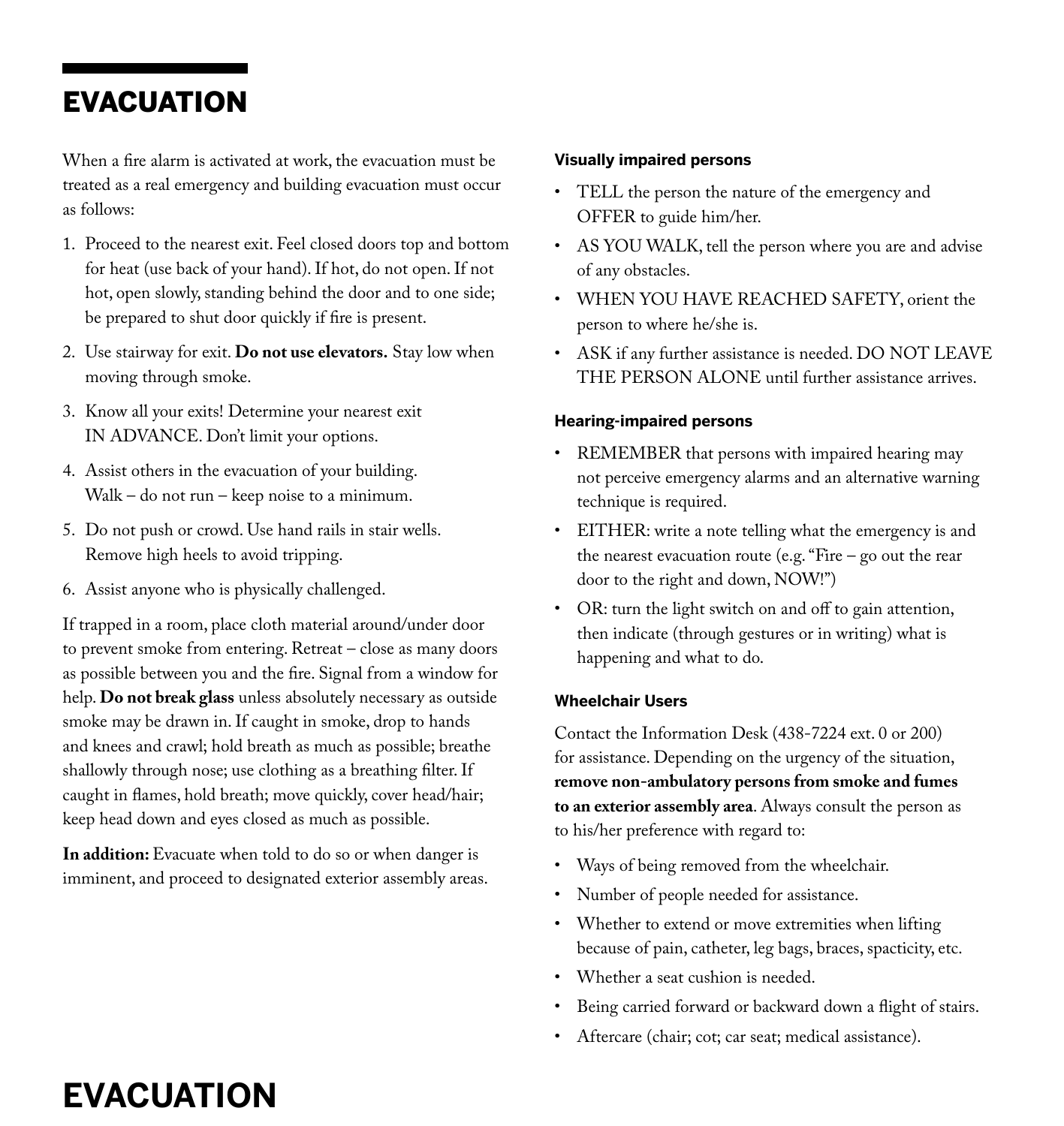# EVACUATION

When a fire alarm is activated at work, the evacuation must be treated as a real emergency and building evacuation must occur as follows:

1. Proceed to the nearest exit. Feel closed doors top and bottom for heat (use back of your hand). If hot, do not open. If not hot, open slowly, standing behind the door and to one side; be prepared to shut door quickly if fire is present.
2. Use stairway for exit. **Do not use elevators.** Stay low when moving through smoke.
3. Know all your exits! Determine your nearest exit IN ADVANCE. Don't limit your options.
4. Assist others in the evacuation of your building. Walk – do not run – keep noise to a minimum.
5. Do not push or crowd. Use hand rails in stair wells. Remove high heels to avoid tripping.
6. Assist anyone who is physically challenged.

If trapped in a room, place cloth material around/under door to prevent smoke from entering. Retreat – close as many doors as possible between you and the fire. Signal from a window for help. **Do not break glass** unless absolutely necessary as outside smoke may be drawn in. If caught in smoke, drop to hands and knees and crawl; hold breath as much as possible; breathe shallowly through nose; use clothing as a breathing filter. If caught in flames, hold breath; move quickly, cover head/hair; keep head down and eyes closed as much as possible.

**In addition:** Evacuate when told to do so or when danger is imminent, and proceed to designated exterior assembly areas.

### Visually impaired persons

- TELL the person the nature of the emergency and OFFER to guide him/her.
- AS YOU WALK, tell the person where you are and advise of any obstacles.
- WHEN YOU HAVE REACHED SAFETY, orient the person to where he/she is.
- ASK if any further assistance is needed. DO NOT LEAVE THE PERSON ALONE until further assistance arrives.

### Hearing-impaired persons

- REMEMBER that persons with impaired hearing may not perceive emergency alarms and an alternative warning technique is required.
- EITHER: write a note telling what the emergency is and the nearest evacuation route (e.g. "Fire – go out the rear door to the right and down, NOW!")
- OR: turn the light switch on and off to gain attention, then indicate (through gestures or in writing) what is happening and what to do.

### Wheelchair Users

Contact the Information Desk (438-7224 ext. 0 or 200) for assistance. Depending on the urgency of the situation, **remove non-ambulatory persons from smoke and fumes to an exterior assembly area**. Always consult the person as to his/her preference with regard to:

- Ways of being removed from the wheelchair.
- Number of people needed for assistance.
- Whether to extend or move extremities when lifting because of pain, catheter, leg bags, braces, spacticity, etc.
- Whether a seat cushion is needed.
- Being carried forward or backward down a flight of stairs.
- Aftercare (chair; cot; car seat; medical assistance).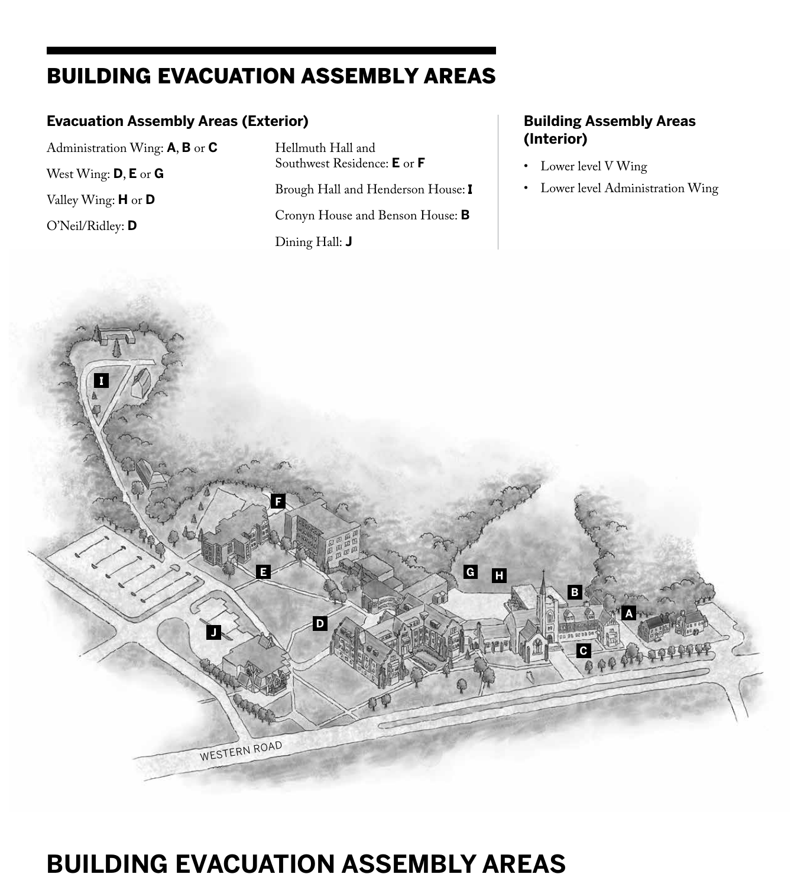# BUILDING EVACUATION ASSEMBLY AREAS

### Evacuation Assembly Areas (Exterior)

Administration Wing: **A**, **B** or **C**

West Wing: **D**, **E** or **G**

Valley Wing: **H** or **D**

O'Neil/Ridley: **D**

Hellmuth Hall and Southwest Residence: **E** or **F**

Brough Hall and Henderson House: **I**

Cronyn House and Benson House: **B**

Dining Hall: **J**

### Building Assembly Areas (Interior)

- Lower level V Wing
- Lower level Administration Wing

# BUILDING EVACUATION ASSEMBLY AREAS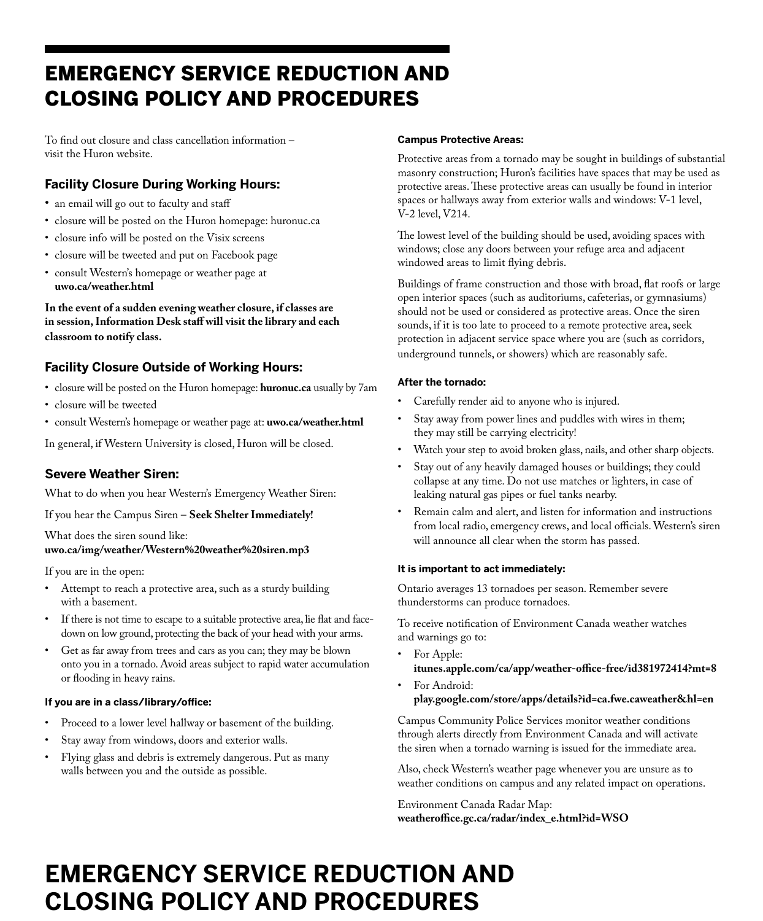# EMERGENCY SERVICE REDUCTION AND CLOSING POLICY AND PROCEDURES

To find out closure and class cancellation information – visit the Huron website.

## Facility Closure During Working Hours:

- an email will go out to faculty and staff
- closure will be posted on the Huron homepage: huronuc.ca
- closure info will be posted on the Visix screens
- closure will be tweeted and put on Facebook page
- consult Western's homepage or weather page at **uwo.ca/weather.html**

**In the event of a sudden evening weather closure, if classes are in session, Information Desk staff will visit the library and each classroom to notify class.**

## Facility Closure Outside of Working Hours:

- closure will be posted on the Huron homepage: **huronuc.ca** usually by 7am
- closure will be tweeted
- consult Western's homepage or weather page at: **uwo.ca/weather.html**

In general, if Western University is closed, Huron will be closed.

## Severe Weather Siren:

What to do when you hear Western's Emergency Weather Siren:

If you hear the Campus Siren – **Seek Shelter Immediately!**

What does the siren sound like:
**uwo.ca/img/weather/Western%20weather%20siren.mp3**

If you are in the open:

- Attempt to reach a protective area, such as a sturdy building with a basement.
- If there is not time to escape to a suitable protective area, lie flat and face-down on low ground, protecting the back of your head with your arms.
- Get as far away from trees and cars as you can; they may be blown onto you in a tornado. Avoid areas subject to rapid water accumulation or flooding in heavy rains.

### If you are in a class/library/office:

- Proceed to a lower level hallway or basement of the building.
- Stay away from windows, doors and exterior walls.
- Flying glass and debris is extremely dangerous. Put as many walls between you and the outside as possible.

### Campus Protective Areas:

Protective areas from a tornado may be sought in buildings of substantial masonry construction; Huron's facilities have spaces that may be used as protective areas. These protective areas can usually be found in interior spaces or hallways away from exterior walls and windows: V-1 level, V-2 level, V214.

The lowest level of the building should be used, avoiding spaces with windows; close any doors between your refuge area and adjacent windowed areas to limit flying debris.

Buildings of frame construction and those with broad, flat roofs or large open interior spaces (such as auditoriums, cafeterias, or gymnasiums) should not be used or considered as protective areas. Once the siren sounds, if it is too late to proceed to a remote protective area, seek protection in adjacent service space where you are (such as corridors, underground tunnels, or showers) which are reasonably safe.

### After the tornado:

- Carefully render aid to anyone who is injured.
- Stay away from power lines and puddles with wires in them; they may still be carrying electricity!
- Watch your step to avoid broken glass, nails, and other sharp objects.
- Stay out of any heavily damaged houses or buildings; they could collapse at any time. Do not use matches or lighters, in case of leaking natural gas pipes or fuel tanks nearby.
- Remain calm and alert, and listen for information and instructions from local radio, emergency crews, and local officials. Western's siren will announce all clear when the storm has passed.

### It is important to act immediately:

Ontario averages 13 tornadoes per season. Remember severe thunderstorms can produce tornadoes.

To receive notification of Environment Canada weather watches and warnings go to:

- For Apple: **itunes.apple.com/ca/app/weather-office-free/id381972414?mt=8**
- For Android: **play.google.com/store/apps/details?id=ca.fwe.caweather&hl=en**

Campus Community Police Services monitor weather conditions through alerts directly from Environment Canada and will activate the siren when a tornado warning is issued for the immediate area.

Also, check Western's weather page whenever you are unsure as to weather conditions on campus and any related impact on operations.

Environment Canada Radar Map:
**weatheroffice.gc.ca/radar/index_e.html?id=WSO**

# EMERGENCY SERVICE REDUCTION AND CLOSING POLICY AND PROCEDURES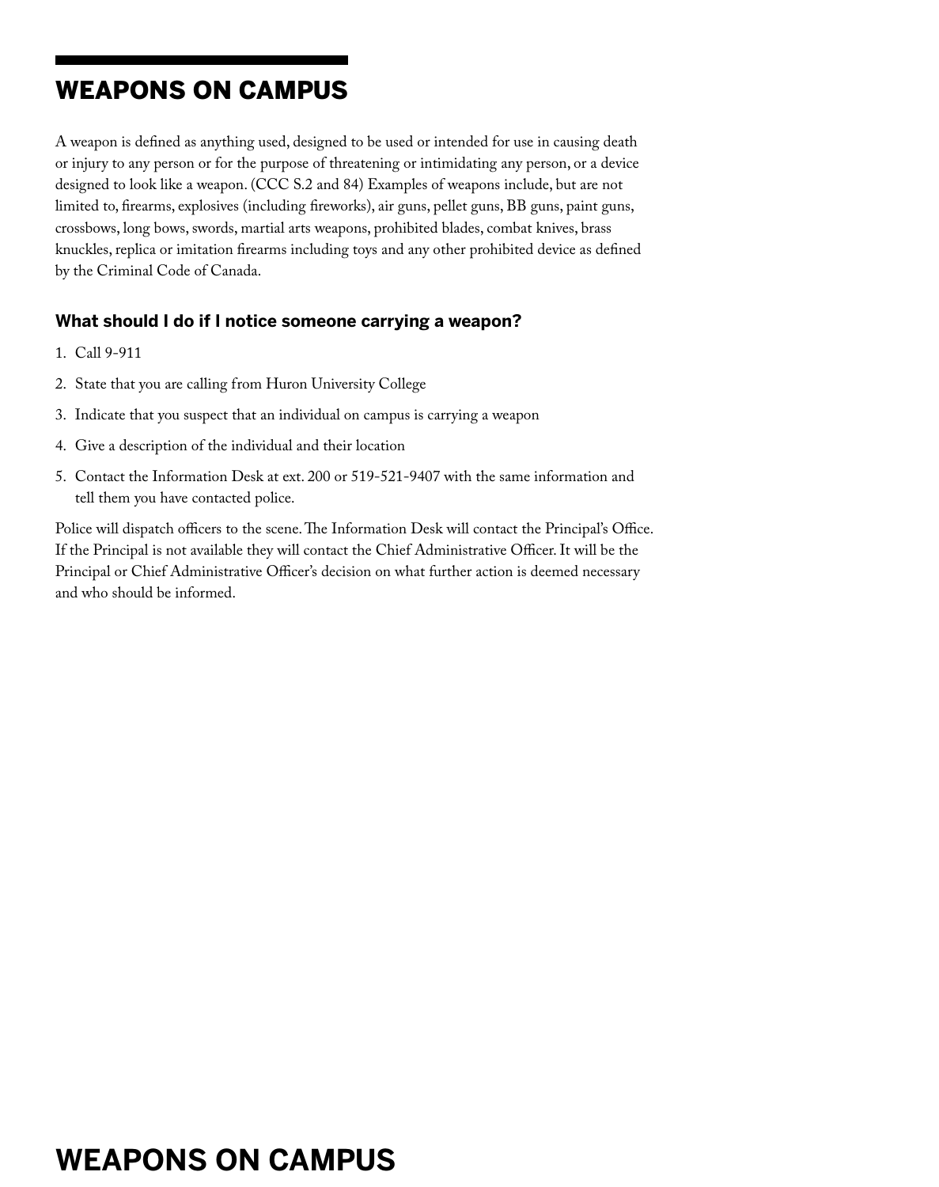# WEAPONS ON CAMPUS

A weapon is defined as anything used, designed to be used or intended for use in causing death or injury to any person or for the purpose of threatening or intimidating any person, or a device designed to look like a weapon. (CCC S.2 and 84) Examples of weapons include, but are not limited to, firearms, explosives (including fireworks), air guns, pellet guns, BB guns, paint guns, crossbows, long bows, swords, martial arts weapons, prohibited blades, combat knives, brass knuckles, replica or imitation firearms including toys and any other prohibited device as defined by the Criminal Code of Canada.

### What should I do if I notice someone carrying a weapon?

1. Call 9-911
2. State that you are calling from Huron University College
3. Indicate that you suspect that an individual on campus is carrying a weapon
4. Give a description of the individual and their location
5. Contact the Information Desk at ext. 200 or 519-521-9407 with the same information and tell them you have contacted police.

Police will dispatch officers to the scene. The Information Desk will contact the Principal's Office. If the Principal is not available they will contact the Chief Administrative Officer. It will be the Principal or Chief Administrative Officer's decision on what further action is deemed necessary and who should be informed.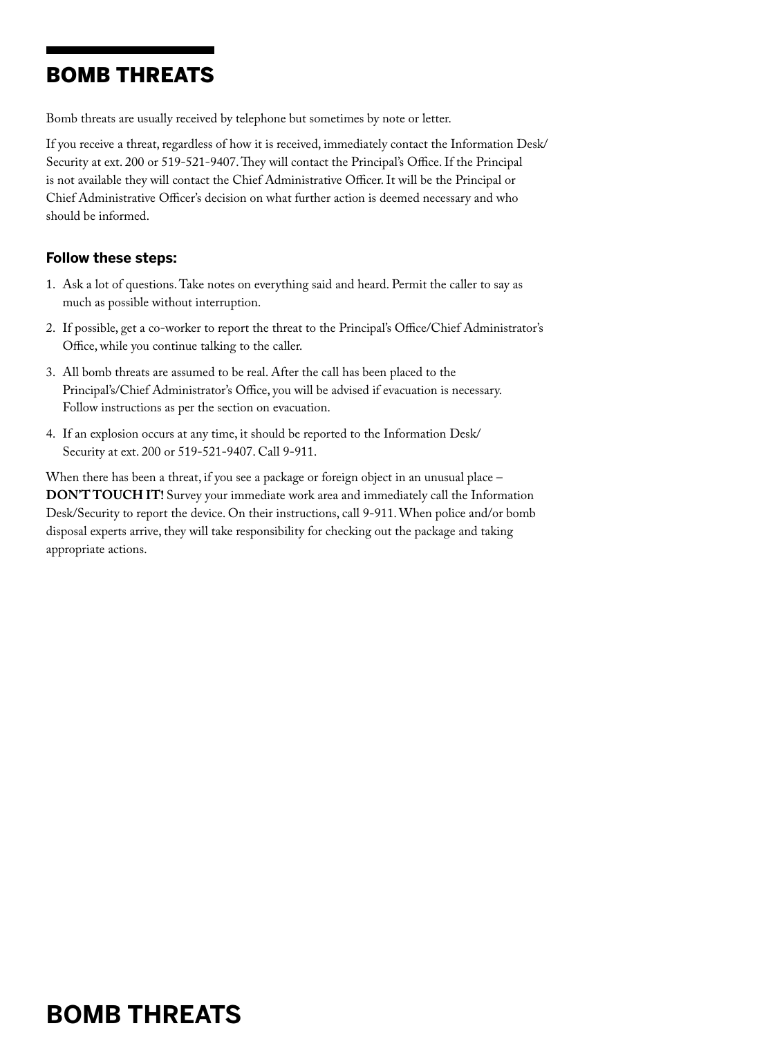# BOMB THREATS

Bomb threats are usually received by telephone but sometimes by note or letter.

If you receive a threat, regardless of how it is received, immediately contact the Information Desk/ Security at ext. 200 or 519-521-9407. They will contact the Principal's Office. If the Principal is not available they will contact the Chief Administrative Officer. It will be the Principal or Chief Administrative Officer's decision on what further action is deemed necessary and who should be informed.

### Follow these steps:

1. Ask a lot of questions. Take notes on everything said and heard. Permit the caller to say as much as possible without interruption.
2. If possible, get a co-worker to report the threat to the Principal's Office/Chief Administrator's Office, while you continue talking to the caller.
3. All bomb threats are assumed to be real. After the call has been placed to the Principal's/Chief Administrator's Office, you will be advised if evacuation is necessary. Follow instructions as per the section on evacuation.
4. If an explosion occurs at any time, it should be reported to the Information Desk/ Security at ext. 200 or 519-521-9407. Call 9-911.

When there has been a threat, if you see a package or foreign object in an unusual place – **DON'T TOUCH IT!** Survey your immediate work area and immediately call the Information Desk/Security to report the device. On their instructions, call 9-911. When police and/or bomb disposal experts arrive, they will take responsibility for checking out the package and taking appropriate actions.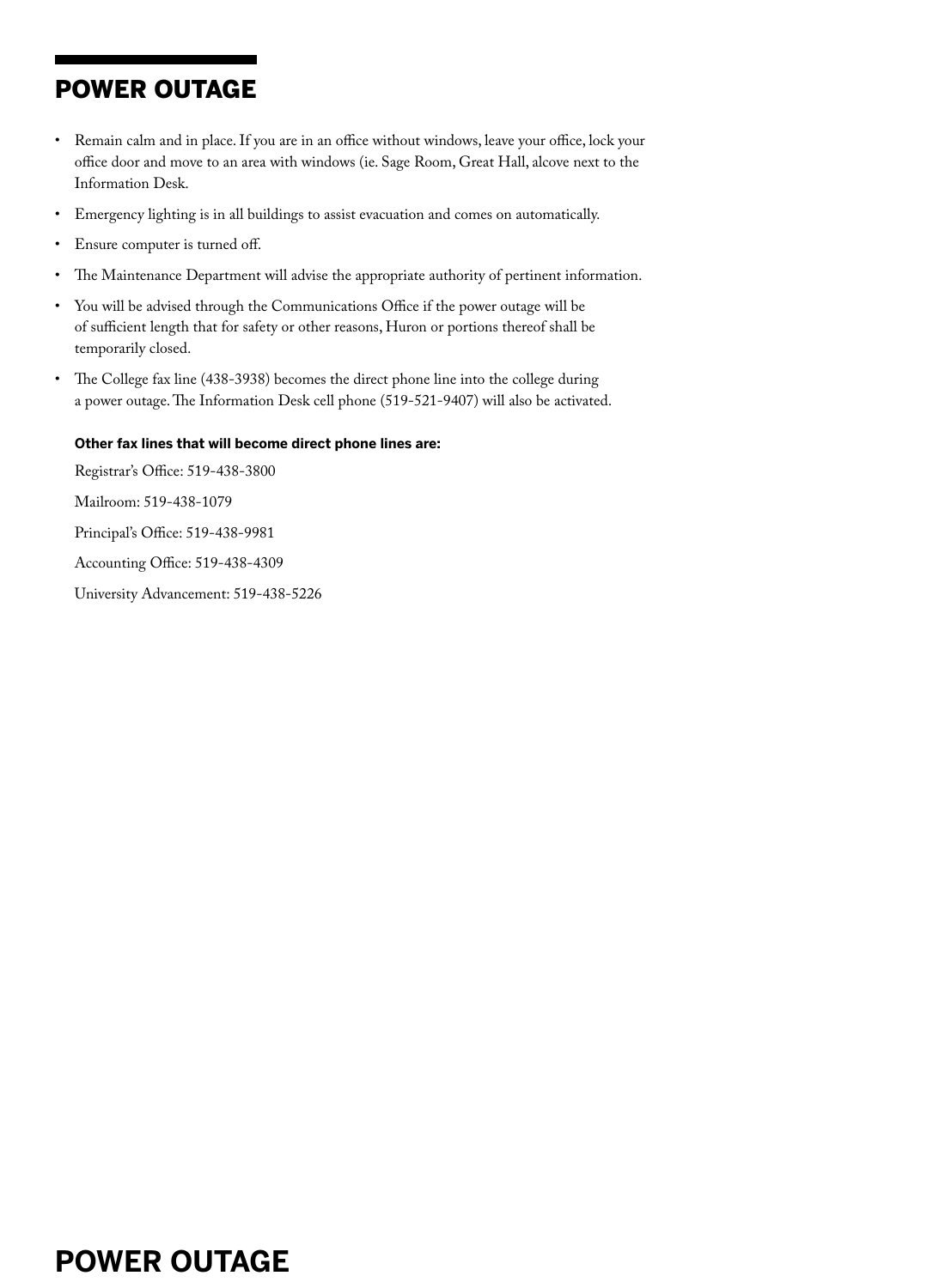# POWER OUTAGE

- Remain calm and in place. If you are in an office without windows, leave your office, lock your office door and move to an area with windows (ie. Sage Room, Great Hall, alcove next to the Information Desk.
- Emergency lighting is in all buildings to assist evacuation and comes on automatically.
- Ensure computer is turned off.
- The Maintenance Department will advise the appropriate authority of pertinent information.
- You will be advised through the Communications Office if the power outage will be of sufficient length that for safety or other reasons, Huron or portions thereof shall be temporarily closed.
- The College fax line (438-3938) becomes the direct phone line into the college during a power outage. The Information Desk cell phone (519-521-9407) will also be activated.

**Other fax lines that will become direct phone lines are:**

Registrar's Office: 519-438-3800

Mailroom: 519-438-1079

Principal's Office: 519-438-9981

Accounting Office: 519-438-4309

University Advancement: 519-438-5226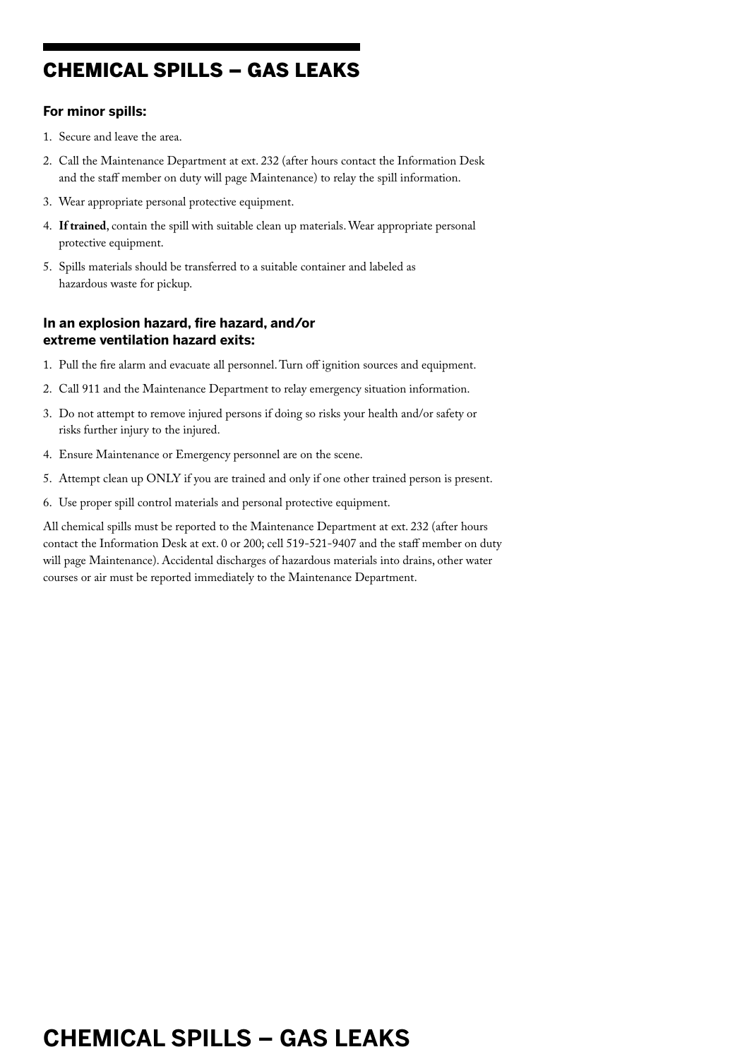# CHEMICAL SPILLS – GAS LEAKS

### For minor spills:

1. Secure and leave the area.
2. Call the Maintenance Department at ext. 232 (after hours contact the Information Desk and the staff member on duty will page Maintenance) to relay the spill information.
3. Wear appropriate personal protective equipment.
4. **If trained**, contain the spill with suitable clean up materials. Wear appropriate personal protective equipment.
5. Spills materials should be transferred to a suitable container and labeled as hazardous waste for pickup.

### In an explosion hazard, fire hazard, and/or extreme ventilation hazard exits:

1. Pull the fire alarm and evacuate all personnel. Turn off ignition sources and equipment.
2. Call 911 and the Maintenance Department to relay emergency situation information.
3. Do not attempt to remove injured persons if doing so risks your health and/or safety or risks further injury to the injured.
4. Ensure Maintenance or Emergency personnel are on the scene.
5. Attempt clean up ONLY if you are trained and only if one other trained person is present.
6. Use proper spill control materials and personal protective equipment.

All chemical spills must be reported to the Maintenance Department at ext. 232 (after hours contact the Information Desk at ext. 0 or 200; cell 519-521-9407 and the staff member on duty will page Maintenance). Accidental discharges of hazardous materials into drains, other water courses or air must be reported immediately to the Maintenance Department.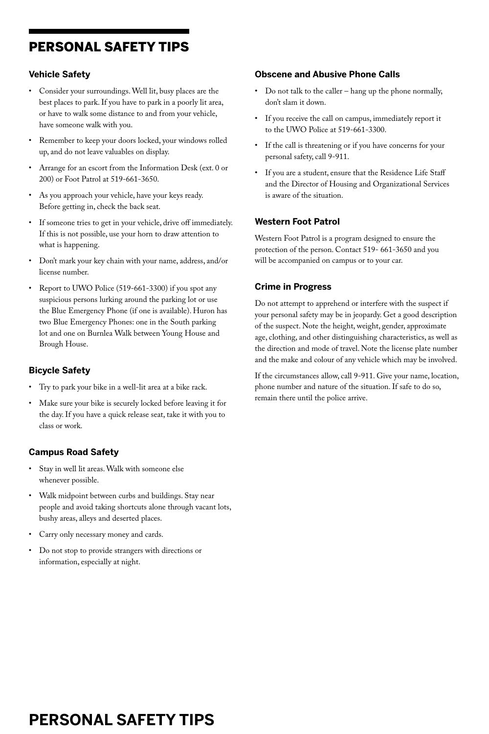# PERSONAL SAFETY TIPS

## Vehicle Safety

- Consider your surroundings. Well lit, busy places are the best places to park. If you have to park in a poorly lit area, or have to walk some distance to and from your vehicle, have someone walk with you.
- Remember to keep your doors locked, your windows rolled up, and do not leave valuables on display.
- Arrange for an escort from the Information Desk (ext. 0 or 200) or Foot Patrol at 519-661-3650.
- As you approach your vehicle, have your keys ready. Before getting in, check the back seat.
- If someone tries to get in your vehicle, drive off immediately. If this is not possible, use your horn to draw attention to what is happening.
- Don't mark your key chain with your name, address, and/or license number.
- Report to UWO Police (519-661-3300) if you spot any suspicious persons lurking around the parking lot or use the Blue Emergency Phone (if one is available). Huron has two Blue Emergency Phones: one in the South parking lot and one on Burnlea Walk between Young House and Brough House.

## Bicycle Safety

- Try to park your bike in a well-lit area at a bike rack.
- Make sure your bike is securely locked before leaving it for the day. If you have a quick release seat, take it with you to class or work.

## Campus Road Safety

- Stay in well lit areas. Walk with someone else whenever possible.
- Walk midpoint between curbs and buildings. Stay near people and avoid taking shortcuts alone through vacant lots, bushy areas, alleys and deserted places.
- Carry only necessary money and cards.
- Do not stop to provide strangers with directions or information, especially at night.

## Obscene and Abusive Phone Calls

- Do not talk to the caller – hang up the phone normally, don't slam it down.
- If you receive the call on campus, immediately report it to the UWO Police at 519-661-3300.
- If the call is threatening or if you have concerns for your personal safety, call 9-911.
- If you are a student, ensure that the Residence Life Staff and the Director of Housing and Organizational Services is aware of the situation.

## Western Foot Patrol

Western Foot Patrol is a program designed to ensure the protection of the person. Contact 519- 661-3650 and you will be accompanied on campus or to your car.

## Crime in Progress

Do not attempt to apprehend or interfere with the suspect if your personal safety may be in jeopardy. Get a good description of the suspect. Note the height, weight, gender, approximate age, clothing, and other distinguishing characteristics, as well as the direction and mode of travel. Note the license plate number and the make and colour of any vehicle which may be involved.

If the circumstances allow, call 9-911. Give your name, location, phone number and nature of the situation. If safe to do so, remain there until the police arrive.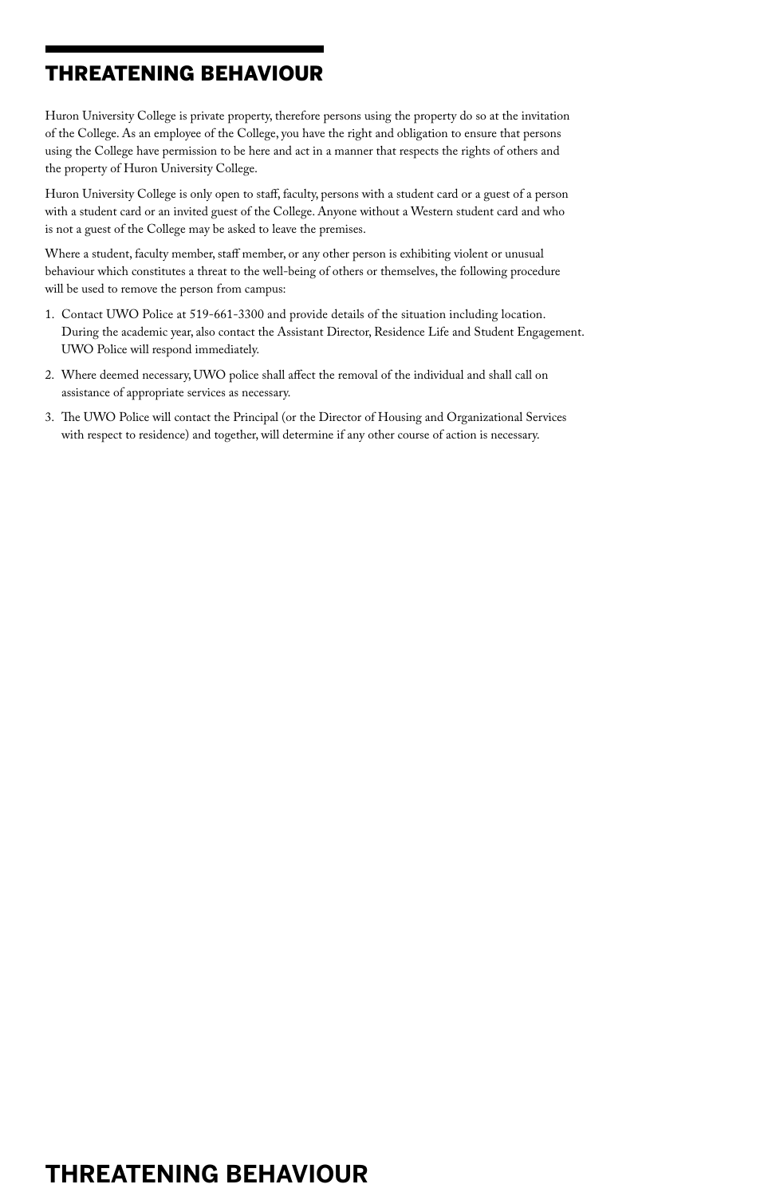## THREATENING BEHAVIOUR

Huron University College is private property, therefore persons using the property do so at the invitation of the College. As an employee of the College, you have the right and obligation to ensure that persons using the College have permission to be here and act in a manner that respects the rights of others and the property of Huron University College.

Huron University College is only open to staff, faculty, persons with a student card or a guest of a person with a student card or an invited guest of the College. Anyone without a Western student card and who is not a guest of the College may be asked to leave the premises.

Where a student, faculty member, staff member, or any other person is exhibiting violent or unusual behaviour which constitutes a threat to the well-being of others or themselves, the following procedure will be used to remove the person from campus:

1. Contact UWO Police at 519-661-3300 and provide details of the situation including location. During the academic year, also contact the Assistant Director, Residence Life and Student Engagement. UWO Police will respond immediately.
2. Where deemed necessary, UWO police shall affect the removal of the individual and shall call on assistance of appropriate services as necessary.
3. The UWO Police will contact the Principal (or the Director of Housing and Organizational Services with respect to residence) and together, will determine if any other course of action is necessary.